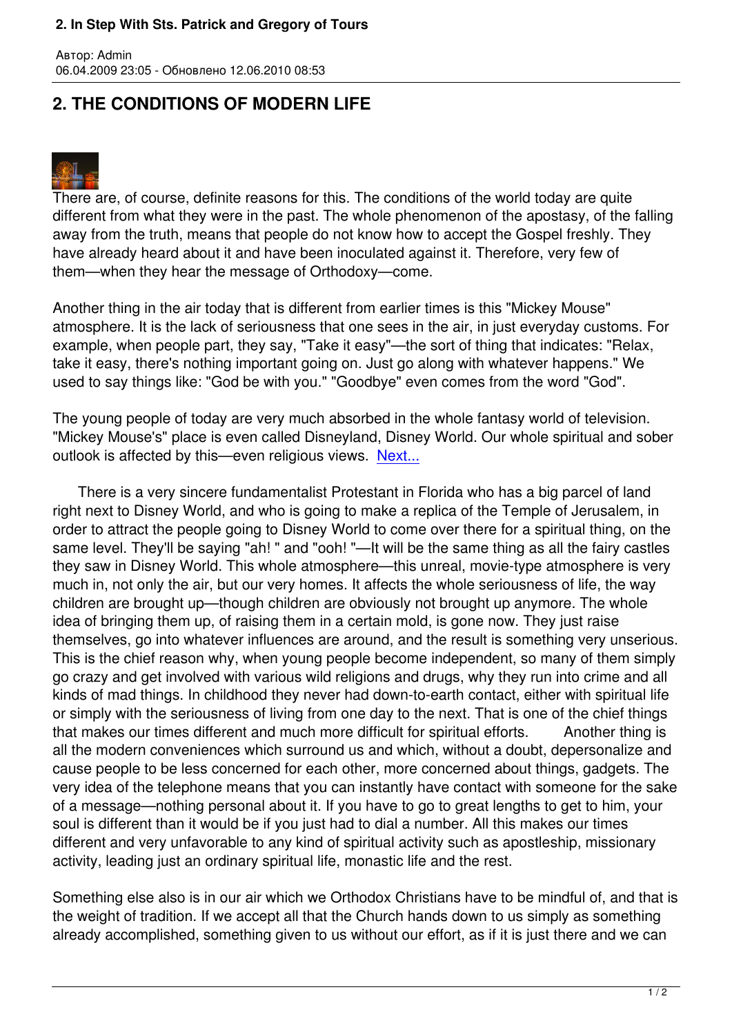## 2. THE CONDITIONS OF MODERN LIFE

There are, of course, definite reasons for this. The conditions of the world today are quite different from what they were in the past. The whole phenomenon of the apostasy, of the falling away from the truth, means that people do not know how to accept the Gospel freshly. They have already heard about it and have been inoculated against it. Therefore, very few of them—when they hear the message of Orthodoxy—come.

Another thing in the air today that is different from earlier times is this "Mickey Mouse" atmosphere. It is the lack of seriousness that one sees in the air, in just everyday customs. For example, when people part, they say, "Take it easy"—the sort of thing that indicates: "Relax, take it easy, there's nothing important going on. Just go along with whatever happens." We used to say things like: "God be with you." "Goodbye" even comes from the word "God".

The young people of today are very much absorbed in the whole fantasy world of television. "Mickey Mouse's" place is even called Disneyland, Disney World. Our whole spiritual and sober outlook is affected by this—even religious views. Next...

There is a very sincere fundamentalist Protestant in Florida who has a big parcel of land right next to Disney World, and who is going to make a replica of the Temple of Jerusalem, in order to attract the people going to Disney World to come over there for a spiritual thing, on the same level. They'll be saying "ah! " and "ooh! "—It will be the same thing as all the fairy castles they saw in Disney World. This whole atmosphere—this unreal, movie-type atmosphere is very much in, not only the air, but our very homes. It affects the whole seriousness of life, the way children are brought up—though children are obviously not brought up anymore. The whole idea of bringing them up, of raising them in a certain mold, is gone now. They just raise themselves, go into whatever influences are around, and the result is something very unserious. This is the chief reason why, when young people become independent, so many of them simply go crazy and get involved with various wild religions and drugs, why they run into crime and all kinds of mad things. In childhood they never had down-to-earth contact, either with spiritual life or simply with the seriousness of living from one day to the next. That is one of the chief things that makes our times different and much more difficult for spiritual efforts. Another thing is all the modern conveniences which surround us and which, without a doubt, depersonalize and cause people to be less concerned for each other, more concerned about things, gadgets. The very idea of the telephone means that you can instantly have contact with someone for the sake of a message—nothing personal about it. If you have to go to great lengths to get to him, your soul is different than it would be if you just had to dial a number. All this makes our times different and very unfavorable to any kind of spiritual activity such as apostleship, missionary activity, leading just an ordinary spiritual life, monastic life and the rest.

Something else also is in our air which we Orthodox Christians have to be mindful of, and that is the weight of tradition. If we accept all that the Church hands down to us simply as something already accomplished, something given to us without our effort, as if it is just there and we can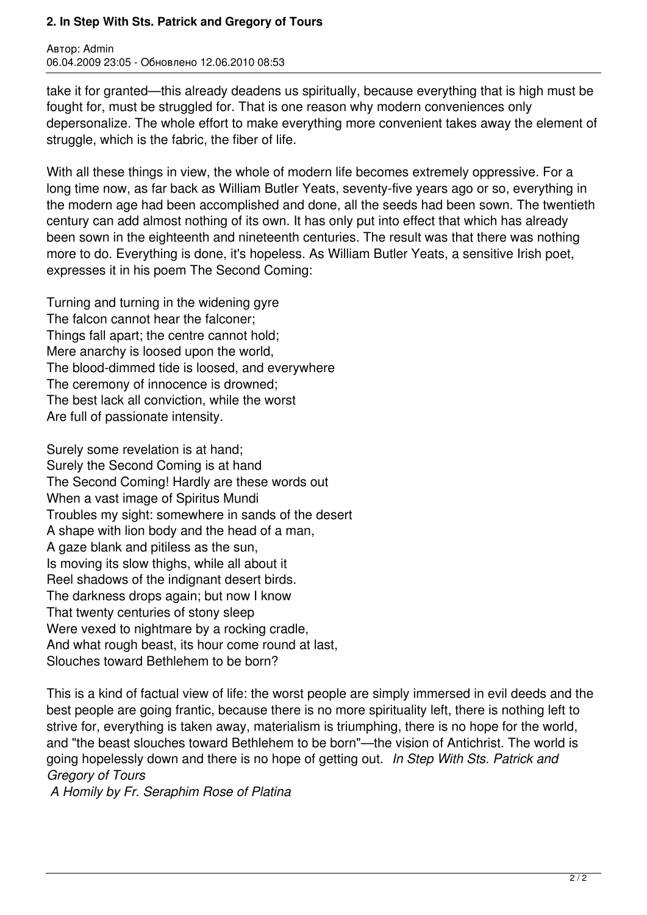take it for granted—this already deadens us spiritually, because everything that is high must be fought for, must be struggled for. That is one reason why modern conveniences only depersonalize. The whole effort to make everything more convenient takes away the element of struggle, which is the fabric, the fiber of life.

With all these things in view, the whole of modern life becomes extremely oppressive. For a long time now, as far back as William Butler Yeats, seventy-five years ago or so, everything in the modern age had been accomplished and done, all the seeds had been sown. The twentieth century can add almost nothing of its own. It has only put into effect that which has already been sown in the eighteenth and nineteenth centuries. The result was that there was nothing more to do. Everything is done, it's hopeless. As William Butler Yeats, a sensitive Irish poet, expresses it in his poem The Second Coming:

Turning and turning in the widening gyre
The falcon cannot hear the falconer;
Things fall apart; the centre cannot hold;
Mere anarchy is loosed upon the world,
The blood-dimmed tide is loosed, and everywhere
The ceremony of innocence is drowned;
The best lack all conviction, while the worst
Are full of passionate intensity.

Surely some revelation is at hand;
Surely the Second Coming is at hand
The Second Coming! Hardly are these words out
When a vast image of Spiritus Mundi
Troubles my sight: somewhere in sands of the desert
A shape with lion body and the head of a man,
A gaze blank and pitiless as the sun,
Is moving its slow thighs, while all about it
Reel shadows of the indignant desert birds.
The darkness drops again; but now I know
That twenty centuries of stony sleep
Were vexed to nightmare by a rocking cradle,
And what rough beast, its hour come round at last,
Slouches toward Bethlehem to be born?

This is a kind of factual view of life: the worst people are simply immersed in evil deeds and the best people are going frantic, because there is no more spirituality left, there is nothing left to strive for, everything is taken away, materialism is triumphing, there is no hope for the world, and "the beast slouches toward Bethlehem to be born"—the vision of Antichrist. The world is going hopelessly down and there is no hope of getting out. *In Step With Sts. Patrick and Gregory of Tours*

*A Homily by Fr. Seraphim Rose of Platina*